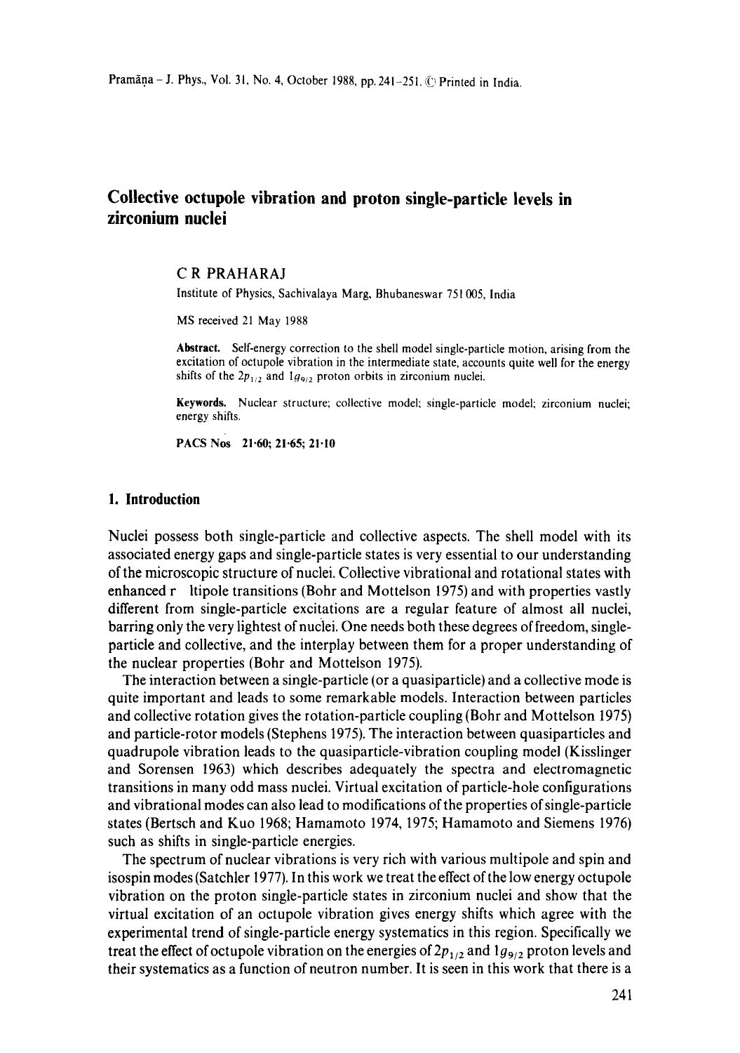# Collective octupole vibration and proton single-particle levels in zirconium nuclei

C R PRAHARAJ

Institute of Physics, Sachivalaya Marg, Bhubaneswar 751 005, India

MS received 21 May 1988

**Abstract.** Self-energy correction to the shell model single-particle motion, arising from the excitation of octupole vibration in the intermediate state, accounts quite well for the energy shifts of the $2p_{1/2}$ and $1g_{9/2}$ proton orbits in zirconium nuclei.

**Keywords.** Nuclear structure; collective model; single-particle model; zirconium nuclei; energy shifts.

**PACS Nos** 21·60; 21·65; 21·10

## 1. Introduction

Nuclei possess both single-particle and collective aspects. The shell model with its associated energy gaps and single-particle states is very essential to our understanding of the microscopic structure of nuclei. Collective vibrational and rotational states with enhanced r ltipole transitions (Bohr and Mottelson 1975) and with properties vastly different from single-particle excitations are a regular feature of almost all nuclei, barring only the very lightest of nuclei. One needs both these degrees of freedom, single-particle and collective, and the interplay between them for a proper understanding of the nuclear properties (Bohr and Mottelson 1975).

The interaction between a single-particle (or a quasiparticle) and a collective mode is quite important and leads to some remarkable models. Interaction between particles and collective rotation gives the rotation-particle coupling (Bohr and Mottelson 1975) and particle-rotor models (Stephens 1975). The interaction between quasiparticles and quadrupole vibration leads to the quasiparticle-vibration coupling model (Kisslinger and Sorensen 1963) which describes adequately the spectra and electromagnetic transitions in many odd mass nuclei. Virtual excitation of particle-hole configurations and vibrational modes can also lead to modifications of the properties of single-particle states (Bertsch and Kuo 1968; Hamamoto 1974, 1975; Hamamoto and Siemens 1976) such as shifts in single-particle energies.

The spectrum of nuclear vibrations is very rich with various multipole and spin and isospin modes (Satchler 1977). In this work we treat the effect of the low energy octupole vibration on the proton single-particle states in zirconium nuclei and show that the virtual excitation of an octupole vibration gives energy shifts which agree with the experimental trend of single-particle energy systematics in this region. Specifically we treat the effect of octupole vibration on the energies of $2p_{1/2}$ and $1g_{9/2}$ proton levels and their systematics as a function of neutron number. It is seen in this work that there is a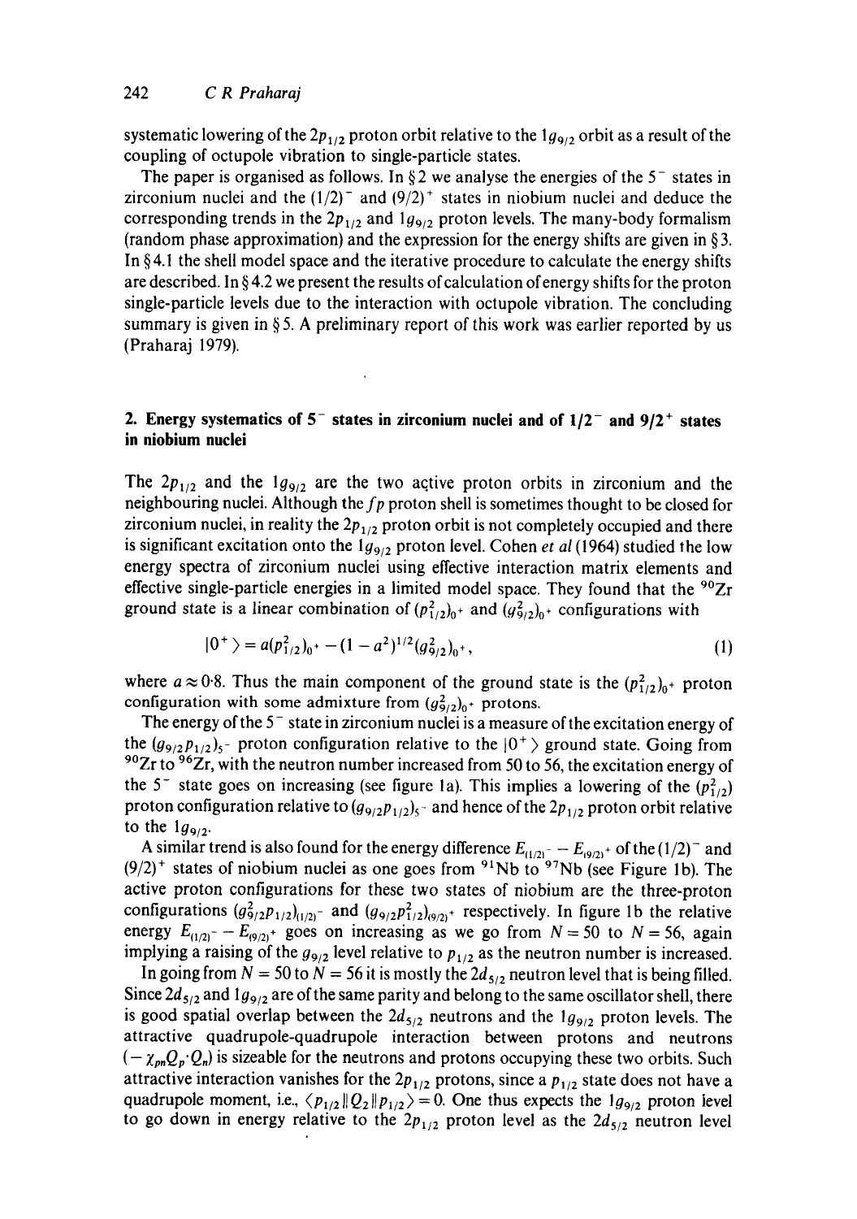systematic lowering of the $2p_{1/2}$ proton orbit relative to the $1g_{9/2}$ orbit as a result of the coupling of octupole vibration to single-particle states.

The paper is organised as follows. In § 2 we analyse the energies of the $5^-$ states in zirconium nuclei and the $(1/2)^-$ and $(9/2)^+$ states in niobium nuclei and deduce the corresponding trends in the $2p_{1/2}$ and $1g_{9/2}$ proton levels. The many-body formalism (random phase approximation) and the expression for the energy shifts are given in § 3. In § 4.1 the shell model space and the iterative procedure to calculate the energy shifts are described. In § 4.2 we present the results of calculation of energy shifts for the proton single-particle levels due to the interaction with octupole vibration. The concluding summary is given in § 5. A preliminary report of this work was earlier reported by us (Praharaj 1979).

## 2. Energy systematics of $5^-$ states in zirconium nuclei and of $1/2^-$ and $9/2^+$ states in niobium nuclei

The $2p_{1/2}$ and the $1g_{9/2}$ are the two active proton orbits in zirconium and the neighbouring nuclei. Although the $fp$ proton shell is sometimes thought to be closed for zirconium nuclei, in reality the $2p_{1/2}$ proton orbit is not completely occupied and there is significant excitation onto the $1g_{9/2}$ proton level. Cohen *et al* (1964) studied the low energy spectra of zirconium nuclei using effective interaction matrix elements and effective single-particle energies in a limited model space. They found that the $^{90}Zr$ ground state is a linear combination of $(p_{1/2}^2)_{0^+}$ and $(g_{9/2}^2)_{0^+}$ configurations with

$$|0^+\rangle = a(p_{1/2}^2)_{0^+} - (1-a^2)^{1/2}(g_{9/2}^2)_{0^+}, \tag{1}$$

where $a \approx 0{\cdot}8$. Thus the main component of the ground state is the $(p_{1/2}^2)_{0^+}$ proton configuration with some admixture from $(g_{9/2}^2)_{0^+}$ protons.

The energy of the $5^-$ state in zirconium nuclei is a measure of the excitation energy of the $(g_{9/2}p_{1/2})_{5^-}$ proton configuration relative to the $|0^+\rangle$ ground state. Going from $^{90}Zr$ to $^{96}Zr$, with the neutron number increased from 50 to 56, the excitation energy of the $5^-$ state goes on increasing (see figure 1a). This implies a lowering of the $(p_{1/2}^2)$ proton configuration relative to $(g_{9/2}p_{1/2})_{5^-}$ and hence of the $2p_{1/2}$ proton orbit relative to the $1g_{9/2}$.

A similar trend is also found for the energy difference $E_{(1/2)^-} - E_{(9/2)^+}$ of the $(1/2)^-$ and $(9/2)^+$ states of niobium nuclei as one goes from $^{91}Nb$ to $^{97}Nb$ (see Figure 1b). The active proton configurations for these two states of niobium are the three-proton configurations $(g_{9/2}^2p_{1/2})_{(1/2)^-}$ and $(g_{9/2}p_{1/2}^2)_{(9/2)^+}$ respectively. In figure 1b the relative energy $E_{(1/2)^-} - E_{(9/2)^+}$ goes on increasing as we go from $N = 50$ to $N = 56$, again implying a raising of the $g_{9/2}$ level relative to $p_{1/2}$ as the neutron number is increased.

In going from $N = 50$ to $N = 56$ it is mostly the $2d_{5/2}$ neutron level that is being filled. Since $2d_{5/2}$ and $1g_{9/2}$ are of the same parity and belong to the same oscillator shell, there is good spatial overlap between the $2d_{5/2}$ neutrons and the $1g_{9/2}$ proton levels. The attractive quadrupole-quadrupole interaction between protons and neutrons $(-\chi_{pn}Q_p \cdot Q_n)$ is sizeable for the neutrons and protons occupying these two orbits. Such attractive interaction vanishes for the $2p_{1/2}$ protons, since a $p_{1/2}$ state does not have a quadrupole moment, i.e., $\langle p_{1/2}\|Q_2\|p_{1/2}\rangle = 0$. One thus expects the $1g_{9/2}$ proton level to go down in energy relative to the $2p_{1/2}$ proton level as the $2d_{5/2}$ neutron level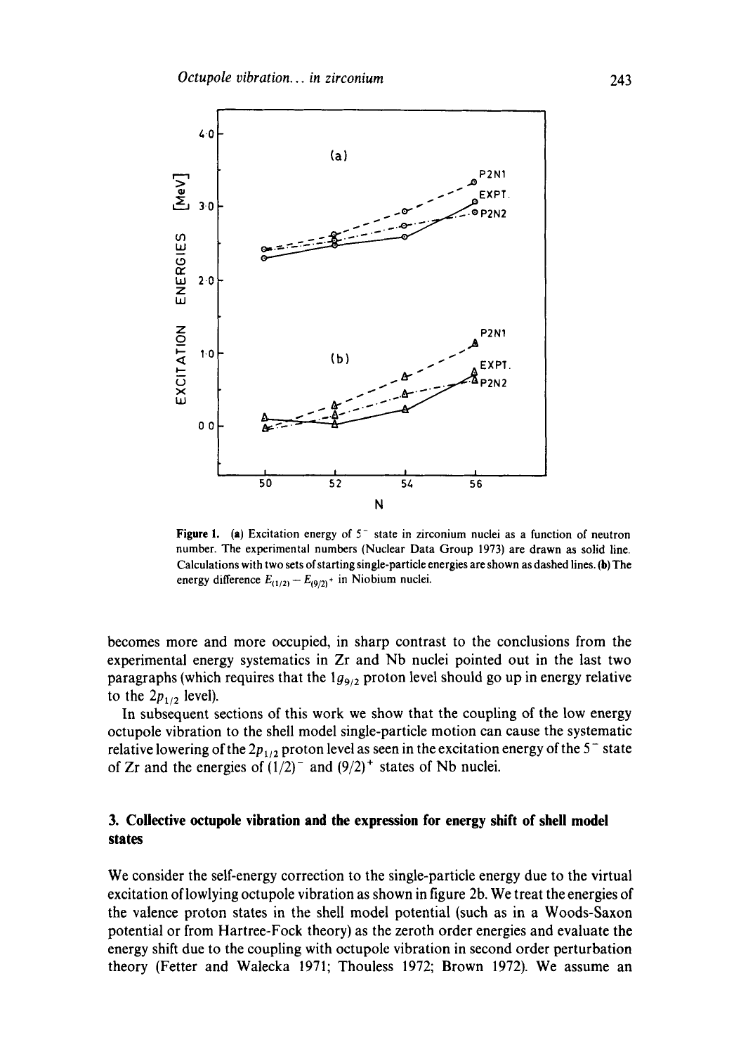**Figure 1.** (**a**) Excitation energy of $5^-$ state in zirconium nuclei as a function of neutron number. The experimental numbers (Nuclear Data Group 1973) are drawn as solid line. Calculations with two sets of starting single-particle energies are shown as dashed lines. (**b**) The energy difference $E_{(1/2)^-} - E_{(9/2)^+}$ in Niobium nuclei.

becomes more and more occupied, in sharp contrast to the conclusions from the experimental energy systematics in Zr and Nb nuclei pointed out in the last two paragraphs (which requires that the $1g_{9/2}$ proton level should go up in energy relative to the $2p_{1/2}$ level).

In subsequent sections of this work we show that the coupling of the low energy octupole vibration to the shell model single-particle motion can cause the systematic relative lowering of the $2p_{1/2}$ proton level as seen in the excitation energy of the $5^-$ state of Zr and the energies of $(1/2)^-$ and $(9/2)^+$ states of Nb nuclei.

## 3. Collective octupole vibration and the expression for energy shift of shell model states

We consider the self-energy correction to the single-particle energy due to the virtual excitation of lowlying octupole vibration as shown in figure 2b. We treat the energies of the valence proton states in the shell model potential (such as in a Woods-Saxon potential or from Hartree-Fock theory) as the zeroth order energies and evaluate the energy shift due to the coupling with octupole vibration in second order perturbation theory (Fetter and Walecka 1971; Thouless 1972; Brown 1972). We assume an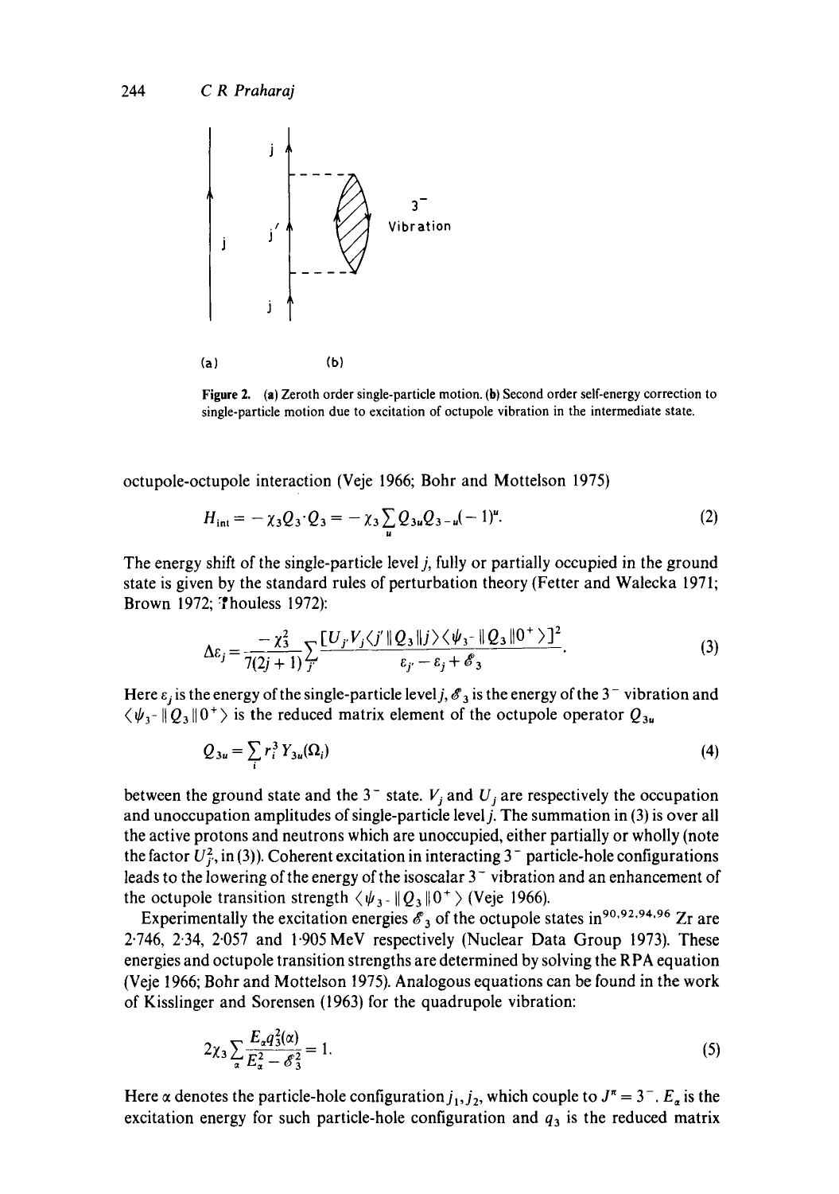Figure 2. (a) Zeroth order single-particle motion. (b) Second order self-energy correction to single-particle motion due to excitation of octupole vibration in the intermediate state.

octupole-octupole interaction (Veje 1966; Bohr and Mottelson 1975)

$$H_{\text{int}} = -\chi_3 Q_3 \cdot Q_3 = -\chi_3 \sum_u Q_{3u} Q_{3-u} (-1)^u. \tag{2}$$

The energy shift of the single-particle level $j$, fully or partially occupied in the ground state is given by the standard rules of perturbation theory (Fetter and Walecka 1971; Brown 1972; Thouless 1972):

$$\Delta\varepsilon_j = \frac{-\chi_3^2}{7(2j+1)} \sum_{j'} \frac{[U_{j'} V_j \langle j' \| Q_3 \| j \rangle \langle \psi_{3^-} \| Q_3 \| 0^+ \rangle]^2}{\varepsilon_{j'} - \varepsilon_j + \mathscr{E}_3}. \tag{3}$$

Here $\varepsilon_j$ is the energy of the single-particle level $j$, $\mathscr{E}_3$ is the energy of the $3^-$ vibration and $\langle \psi_{3^-} \| Q_3 \| 0^+ \rangle$ is the reduced matrix element of the octupole operator $Q_{3u}$

$$Q_{3u} = \sum_i r_i^3 Y_{3u}(\Omega_i) \tag{4}$$

between the ground state and the $3^-$ state. $V_j$ and $U_j$ are respectively the occupation and unoccupation amplitudes of single-particle level $j$. The summation in (3) is over all the active protons and neutrons which are unoccupied, either partially or wholly (note the factor $U_{j'}^2$, in (3)). Coherent excitation in interacting $3^-$ particle-hole configurations leads to the lowering of the energy of the isoscalar $3^-$ vibration and an enhancement of the octupole transition strength $\langle \psi_{3^-} \| Q_3 \| 0^+ \rangle$ (Veje 1966).

Experimentally the excitation energies $\mathscr{E}_3$ of the octupole states in $^{90,92,94,96}$Zr are 2·746, 2·34, 2·057 and 1·905 MeV respectively (Nuclear Data Group 1973). These energies and octupole transition strengths are determined by solving the RPA equation (Veje 1966; Bohr and Mottelson 1975). Analogous equations can be found in the work of Kisslinger and Sorensen (1963) for the quadrupole vibration:

$$2\chi_3 \sum_\alpha \frac{E_\alpha q_3^2(\alpha)}{E_\alpha^2 - \mathscr{E}_3^2} = 1. \tag{5}$$

Here $\alpha$ denotes the particle-hole configuration $j_1, j_2$, which couple to $J^\pi = 3^-$. $E_\alpha$ is the excitation energy for such particle-hole configuration and $q_3$ is the reduced matrix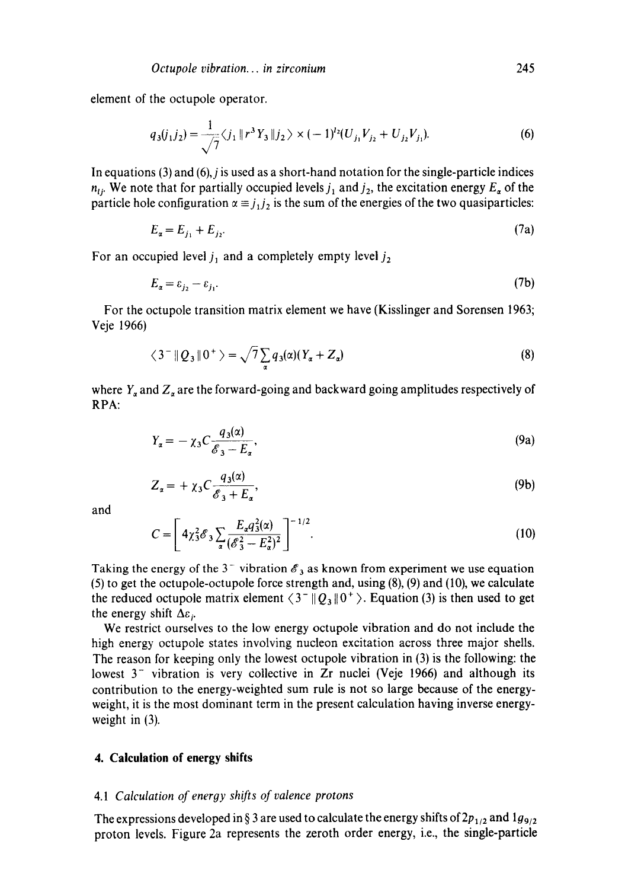element of the octupole operator.

$$q_3(j_1j_2) = \frac{1}{\sqrt{7}}\langle j_1 \| r^3 Y_3 \| j_2 \rangle \times (-1)^{l_2}(U_{j_1}V_{j_2} + U_{j_2}V_{j_1}). \tag{6}$$

In equations (3) and (6), $j$ is used as a short-hand notation for the single-particle indices $n_{lj}$. We note that for partially occupied levels $j_1$ and $j_2$, the excitation energy $E_\alpha$ of the particle hole configuration $\alpha \equiv j_1 j_2$ is the sum of the energies of the two quasiparticles:

$$E_\alpha = E_{j_1} + E_{j_2}. \tag{7a}$$

For an occupied level $j_1$ and a completely empty level $j_2$

$$E_\alpha = \varepsilon_{j_2} - \varepsilon_{j_1}. \tag{7b}$$

For the octupole transition matrix element we have (Kisslinger and Sorensen 1963; Veje 1966)

$$\langle 3^- \| Q_3 \| 0^+ \rangle = \sqrt{7}\sum_\alpha q_3(\alpha)(Y_\alpha + Z_\alpha) \tag{8}$$

where $Y_\alpha$ and $Z_\alpha$ are the forward-going and backward going amplitudes respectively of RPA:

$$Y_\alpha = -\chi_3 C \frac{q_3(\alpha)}{\mathscr{E}_3 - E_\alpha}, \tag{9a}$$

$$Z_\alpha = +\chi_3 C \frac{q_3(\alpha)}{\mathscr{E}_3 + E_\alpha}, \tag{9b}$$

and

$$C = \left[ 4\chi_3^2 \mathscr{E}_3 \sum_\alpha \frac{E_\alpha q_3^2(\alpha)}{(\mathscr{E}_3^2 - E_\alpha^2)^2} \right]^{-1/2}. \tag{10}$$

Taking the energy of the $3^-$ vibration $\mathscr{E}_3$ as known from experiment we use equation (5) to get the octupole-octupole force strength and, using (8), (9) and (10), we calculate the reduced octupole matrix element $\langle 3^- \| Q_3 \| 0^+ \rangle$. Equation (3) is then used to get the energy shift $\Delta\varepsilon_j$.

We restrict ourselves to the low energy octupole vibration and do not include the high energy octupole states involving nucleon excitation across three major shells. The reason for keeping only the lowest octupole vibration in (3) is the following: the lowest $3^-$ vibration is very collective in Zr nuclei (Veje 1966) and although its contribution to the energy-weighted sum rule is not so large because of the energy-weight, it is the most dominant term in the present calculation having inverse energy-weight in (3).

## 4. Calculation of energy shifts

### 4.1 *Calculation of energy shifts of valence protons*

The expressions developed in § 3 are used to calculate the energy shifts of $2p_{1/2}$ and $1g_{9/2}$ proton levels. Figure 2a represents the zeroth order energy, i.e., the single-particle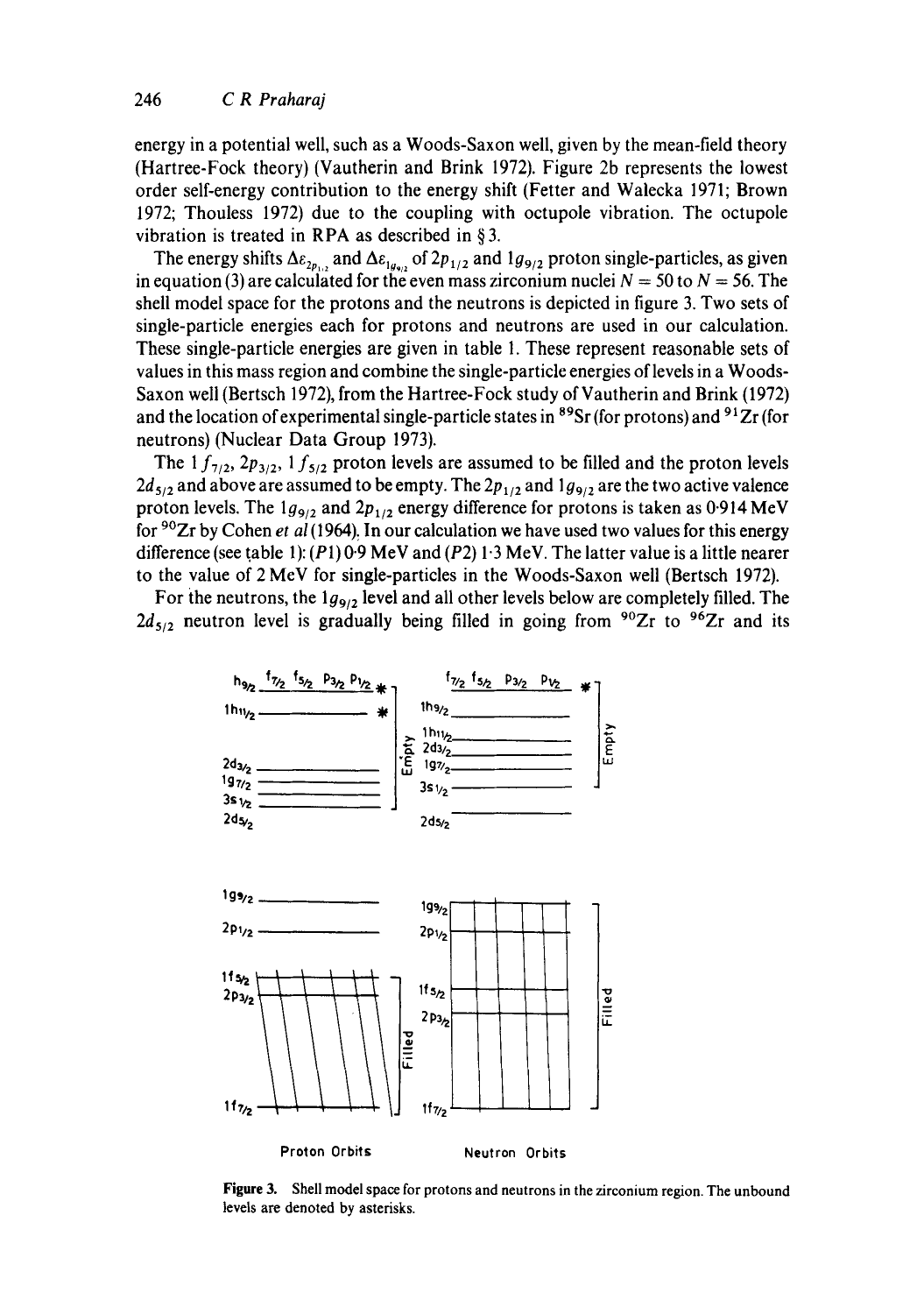energy in a potential well, such as a Woods-Saxon well, given by the mean-field theory (Hartree-Fock theory) (Vautherin and Brink 1972). Figure 2b represents the lowest order self-energy contribution to the energy shift (Fetter and Walecka 1971; Brown 1972; Thouless 1972) due to the coupling with octupole vibration. The octupole vibration is treated in RPA as described in § 3.

The energy shifts $\Delta\varepsilon_{2p_{1/2}}$ and $\Delta\varepsilon_{1g_{9/2}}$ of $2p_{1/2}$ and $1g_{9/2}$ proton single-particles, as given in equation (3) are calculated for the even mass zirconium nuclei $N = 50$ to $N = 56$. The shell model space for the protons and the neutrons is depicted in figure 3. Two sets of single-particle energies each for protons and neutrons are used in our calculation. These single-particle energies are given in table 1. These represent reasonable sets of values in this mass region and combine the single-particle energies of levels in a Woods-Saxon well (Bertsch 1972), from the Hartree-Fock study of Vautherin and Brink (1972) and the location of experimental single-particle states in $^{89}$Sr (for protons) and $^{91}$Zr (for neutrons) (Nuclear Data Group 1973).

The $1f_{7/2}$, $2p_{3/2}$, $1f_{5/2}$ proton levels are assumed to be filled and the proton levels $2d_{5/2}$ and above are assumed to be empty. The $2p_{1/2}$ and $1g_{9/2}$ are the two active valence proton levels. The $1g_{9/2}$ and $2p_{1/2}$ energy difference for protons is taken as 0·914 MeV for $^{90}$Zr by Cohen *et al* (1964). In our calculation we have used two values for this energy difference (see table 1): ($P1$) 0·9 MeV and ($P2$) 1·3 MeV. The latter value is a little nearer to the value of 2 MeV for single-particles in the Woods-Saxon well (Bertsch 1972).

For the neutrons, the $1g_{9/2}$ level and all other levels below are completely filled. The $2d_{5/2}$ neutron level is gradually being filled in going from $^{90}$Zr to $^{96}$Zr and its

**Figure 3.** Shell model space for protons and neutrons in the zirconium region. The unbound levels are denoted by asterisks.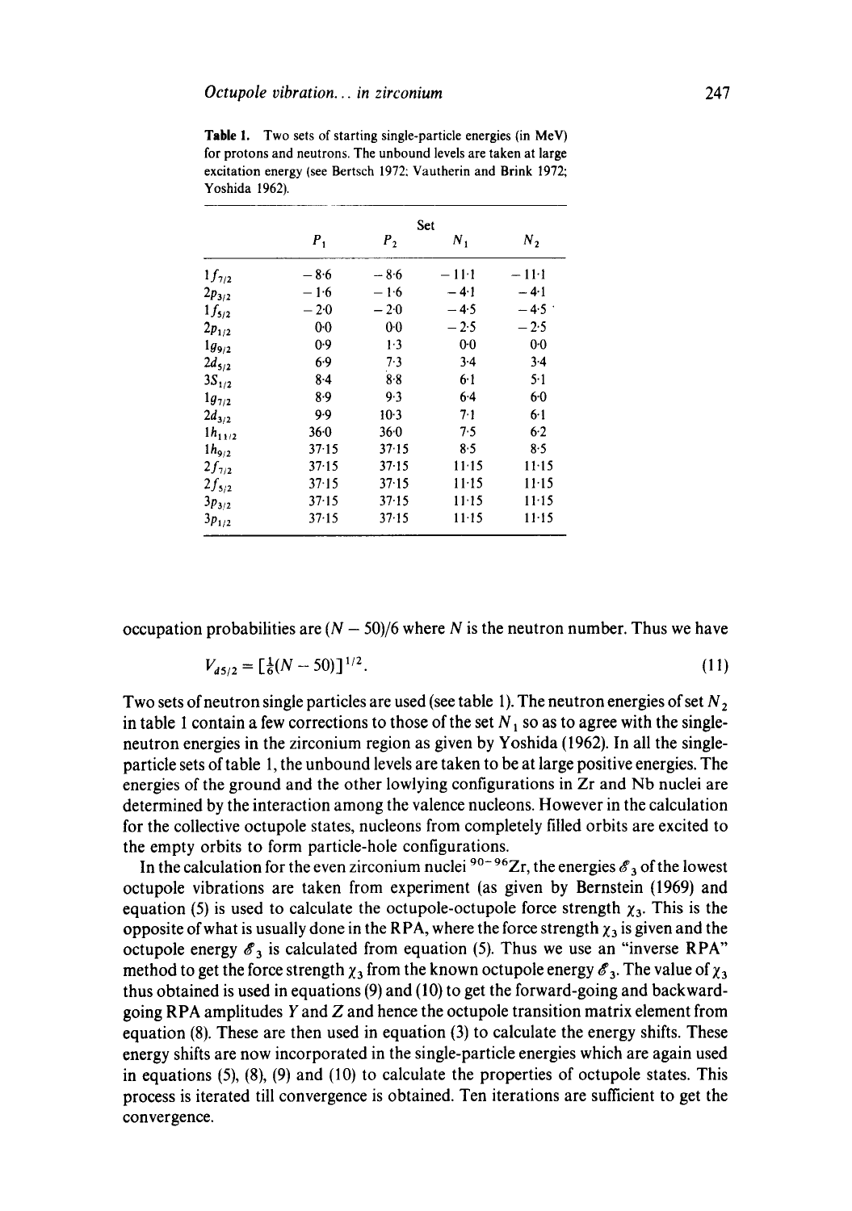**Table 1.** Two sets of starting single-particle energies (in MeV) for protons and neutrons. The unbound levels are taken at large excitation energy (see Bertsch 1972; Vautherin and Brink 1972; Yoshida 1962).

| | Set | | | |
|---|---|---|---|---|
| | $P_1$ | $P_2$ | $N_1$ | $N_2$ |
| $1f_{7/2}$ | −8·6 | −8·6 | −11·1 | −11·1 |
| $2p_{3/2}$ | −1·6 | −1·6 | −4·1 | −4·1 |
| $1f_{5/2}$ | −2·0 | −2·0 | −4·5 | −4·5 |
| $2p_{1/2}$ | 0·0 | 0·0 | −2·5 | −2·5 |
| $1g_{9/2}$ | 0·9 | 1·3 | 0·0 | 0·0 |
| $2d_{5/2}$ | 6·9 | 7·3 | 3·4 | 3·4 |
| $3S_{1/2}$ | 8·4 | 8·8 | 6·1 | 5·1 |
| $1g_{7/2}$ | 8·9 | 9·3 | 6·4 | 6·0 |
| $2d_{3/2}$ | 9·9 | 10·3 | 7·1 | 6·1 |
| $1h_{11/2}$ | 36·0 | 36·0 | 7·5 | 6·2 |
| $1h_{9/2}$ | 37·15 | 37·15 | 8·5 | 8·5 |
| $2f_{7/2}$ | 37·15 | 37·15 | 11·15 | 11·15 |
| $2f_{5/2}$ | 37·15 | 37·15 | 11·15 | 11·15 |
| $3p_{3/2}$ | 37·15 | 37·15 | 11·15 | 11·15 |
| $3p_{1/2}$ | 37·15 | 37·15 | 11·15 | 11·15 |

occupation probabilities are $(N - 50)/6$ where $N$ is the neutron number. Thus we have

$$V_{d5/2} = [\tfrac{1}{6}(N - 50)]^{1/2}. \tag{11}$$

Two sets of neutron single particles are used (see table 1). The neutron energies of set $N_2$ in table 1 contain a few corrections to those of the set $N_1$ so as to agree with the single-neutron energies in the zirconium region as given by Yoshida (1962). In all the single-particle sets of table 1, the unbound levels are taken to be at large positive energies. The energies of the ground and the other lowlying configurations in Zr and Nb nuclei are determined by the interaction among the valence nucleons. However in the calculation for the collective octupole states, nucleons from completely filled orbits are excited to the empty orbits to form particle-hole configurations.

In the calculation for the even zirconium nuclei $^{90-96}$Zr, the energies $\mathscr{E}_3$ of the lowest octupole vibrations are taken from experiment (as given by Bernstein (1969) and equation (5) is used to calculate the octupole-octupole force strength $\chi_3$. This is the opposite of what is usually done in the RPA, where the force strength $\chi_3$ is given and the octupole energy $\mathscr{E}_3$ is calculated from equation (5). Thus we use an "inverse RPA" method to get the force strength $\chi_3$ from the known octupole energy $\mathscr{E}_3$. The value of $\chi_3$ thus obtained is used in equations (9) and (10) to get the forward-going and backward-going RPA amplitudes $Y$ and $Z$ and hence the octupole transition matrix element from equation (8). These are then used in equation (3) to calculate the energy shifts. These energy shifts are now incorporated in the single-particle energies which are again used in equations (5), (8), (9) and (10) to calculate the properties of octupole states. This process is iterated till convergence is obtained. Ten iterations are sufficient to get the convergence.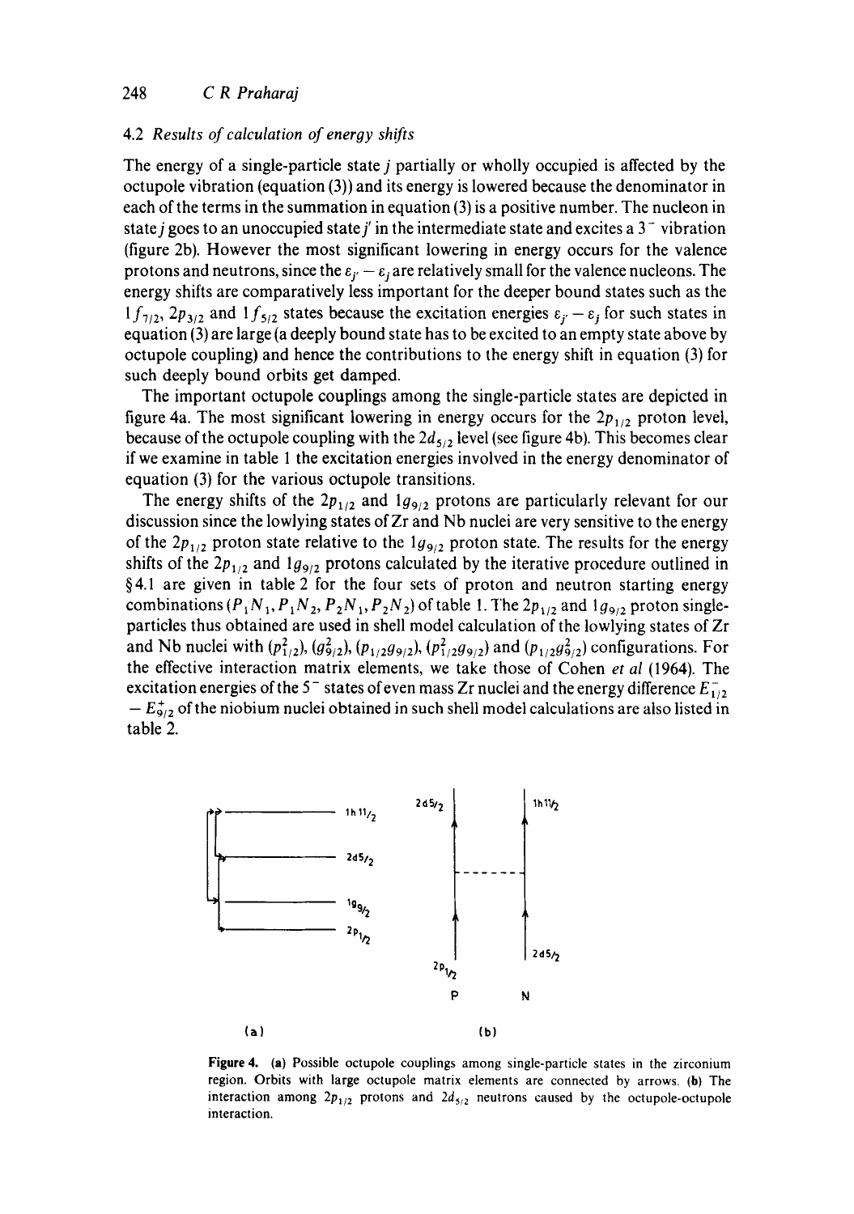### 4.2 Results of calculation of energy shifts

The energy of a single-particle state $j$ partially or wholly occupied is affected by the octupole vibration (equation (3)) and its energy is lowered because the denominator in each of the terms in the summation in equation (3) is a positive number. The nucleon in state $j$ goes to an unoccupied state $j'$ in the intermediate state and excites a $3^-$ vibration (figure 2b). However the most significant lowering in energy occurs for the valence protons and neutrons, since the $\varepsilon_{j'} - \varepsilon_j$ are relatively small for the valence nucleons. The energy shifts are comparatively less important for the deeper bound states such as the $1f_{7/2}$, $2p_{3/2}$ and $1f_{5/2}$ states because the excitation energies $\varepsilon_{j'} - \varepsilon_j$ for such states in equation (3) are large (a deeply bound state has to be excited to an empty state above by octupole coupling) and hence the contributions to the energy shift in equation (3) for such deeply bound orbits get damped.

The important octupole couplings among the single-particle states are depicted in figure 4a. The most significant lowering in energy occurs for the $2p_{1/2}$ proton level, because of the octupole coupling with the $2d_{5/2}$ level (see figure 4b). This becomes clear if we examine in table 1 the excitation energies involved in the energy denominator of equation (3) for the various octupole transitions.

The energy shifts of the $2p_{1/2}$ and $1g_{9/2}$ protons are particularly relevant for our discussion since the lowlying states of Zr and Nb nuclei are very sensitive to the energy of the $2p_{1/2}$ proton state relative to the $1g_{9/2}$ proton state. The results for the energy shifts of the $2p_{1/2}$ and $1g_{9/2}$ protons calculated by the iterative procedure outlined in §4.1 are given in table 2 for the four sets of proton and neutron starting energy combinations ($P_1N_1, P_1N_2, P_2N_1, P_2N_2$) of table 1. The $2p_{1/2}$ and $1g_{9/2}$ proton single-particles thus obtained are used in shell model calculation of the lowlying states of Zr and Nb nuclei with $(p_{1/2}^2)$, $(g_{9/2}^2)$, $(p_{1/2}g_{9/2})$, $(p_{1/2}^2 g_{9/2})$ and $(p_{1/2}g_{9/2}^2)$ configurations. For the effective interaction matrix elements, we take those of Cohen *et al* (1964). The excitation energies of the $5^-$ states of even mass Zr nuclei and the energy difference $E_{1/2}^- - E_{9/2}^+$ of the niobium nuclei obtained in such shell model calculations are also listed in table 2.

**Figure 4.** (a) Possible octupole couplings among single-particle states in the zirconium region. Orbits with large octupole matrix elements are connected by arrows. (b) The interaction among $2p_{1/2}$ protons and $2d_{5/2}$ neutrons caused by the octupole-octupole interaction.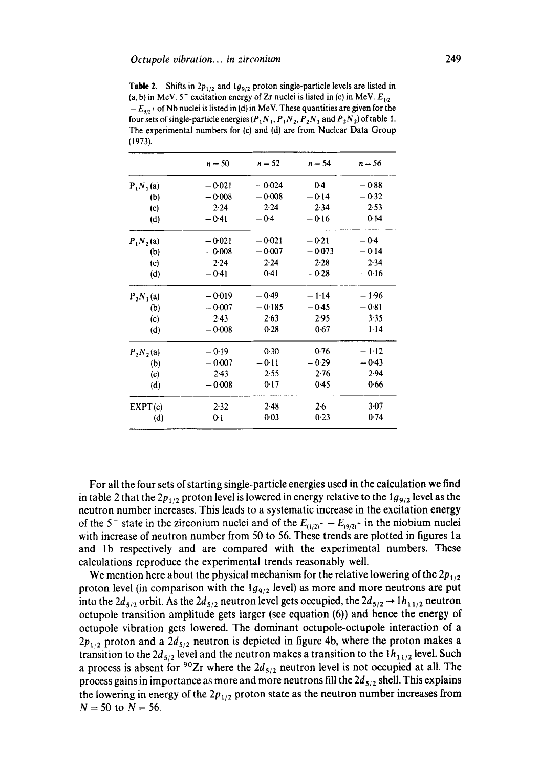**Table 2.** Shifts in $2p_{1/2}$ and $1g_{9/2}$ proton single-particle levels are listed in (a, b) in MeV. $5^-$ excitation energy of Zr nuclei is listed in (c) in MeV. $E_{1/2^-} - E_{9/2^+}$ of Nb nuclei is listed in (d) in MeV. These quantities are given for the four sets of single-particle energies ($P_1N_1$, $P_1N_2$, $P_2N_1$ and $P_2N_2$) of table 1. The experimental numbers for (c) and (d) are from Nuclear Data Group (1973).

| | | $n = 50$ | $n = 52$ | $n = 54$ | $n = 56$ |
|---|---|---|---|---|---|
| $P_1N_1$ | (a) | −0·021 | −0·024 | −0·4 | −0·88 |
| | (b) | −0·008 | −0·008 | −0·14 | −0·32 |
| | (c) | 2·24 | 2·24 | 2·34 | 2·53 |
| | (d) | −0·41 | −0·4 | −0·16 | 0·14 |
| $P_1N_2$ | (a) | −0·021 | −0·021 | −0·21 | −0·4 |
| | (b) | −0·008 | −0·007 | −0·073 | −0·14 |
| | (c) | 2·24 | 2·24 | 2·28 | 2·34 |
| | (d) | −0·41 | −0·41 | −0·28 | −0·16 |
| $P_2N_1$ | (a) | −0·019 | −0·49 | −1·14 | −1·96 |
| | (b) | −0·007 | −0·185 | −0·45 | −0·81 |
| | (c) | 2·43 | 2·63 | 2·95 | 3·35 |
| | (d) | −0·008 | 0·28 | 0·67 | 1·14 |
| $P_2N_2$ | (a) | −0·19 | −0·30 | −0·76 | −1·12 |
| | (b) | −0·007 | −0·11 | −0·29 | −0·43 |
| | (c) | 2·43 | 2·55 | 2·76 | 2·94 |
| | (d) | −0·008 | 0·17 | 0·45 | 0·66 |
| EXPT | (c) | 2·32 | 2·48 | 2·6 | 3·07 |
| | (d) | 0·1 | 0·03 | 0·23 | 0·74 |

For all the four sets of starting single-particle energies used in the calculation we find in table 2 that the $2p_{1/2}$ proton level is lowered in energy relative to the $1g_{9/2}$ level as the neutron number increases. This leads to a systematic increase in the excitation energy of the $5^-$ state in the zirconium nuclei and of the $E_{(1/2)^-} - E_{(9/2)^+}$ in the niobium nuclei with increase of neutron number from 50 to 56. These trends are plotted in figures 1a and 1b respectively and are compared with the experimental numbers. These calculations reproduce the experimental trends reasonably well.

We mention here about the physical mechanism for the relative lowering of the $2p_{1/2}$ proton level (in comparison with the $1g_{9/2}$ level) as more and more neutrons are put into the $2d_{5/2}$ orbit. As the $2d_{5/2}$ neutron level gets occupied, the $2d_{5/2} \rightarrow 1h_{11/2}$ neutron octupole transition amplitude gets larger (see equation (6)) and hence the energy of octupole vibration gets lowered. The dominant octupole-octupole interaction of a $2p_{1/2}$ proton and a $2d_{5/2}$ neutron is depicted in figure 4b, where the proton makes a transition to the $2d_{5/2}$ level and the neutron makes a transition to the $1h_{11/2}$ level. Such a process is absent for $^{90}$Zr where the $2d_{5/2}$ neutron level is not occupied at all. The process gains in importance as more and more neutrons fill the $2d_{5/2}$ shell. This explains the lowering in energy of the $2p_{1/2}$ proton state as the neutron number increases from $N = 50$ to $N = 56$.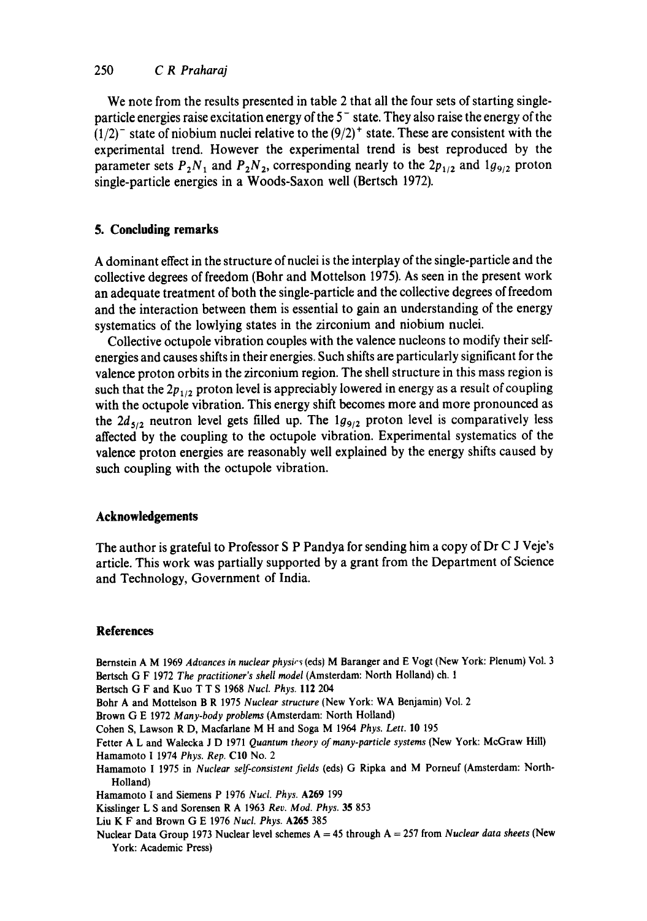We note from the results presented in table 2 that all the four sets of starting single-particle energies raise excitation energy of the $5^-$ state. They also raise the energy of the $(1/2)^-$ state of niobium nuclei relative to the $(9/2)^+$ state. These are consistent with the experimental trend. However the experimental trend is best reproduced by the parameter sets $P_2N_1$ and $P_2N_2$, corresponding nearly to the $2p_{1/2}$ and $1g_{9/2}$ proton single-particle energies in a Woods-Saxon well (Bertsch 1972).

## 5. Concluding remarks

A dominant effect in the structure of nuclei is the interplay of the single-particle and the collective degrees of freedom (Bohr and Mottelson 1975). As seen in the present work an adequate treatment of both the single-particle and the collective degrees of freedom and the interaction between them is essential to gain an understanding of the energy systematics of the lowlying states in the zirconium and niobium nuclei.

Collective octupole vibration couples with the valence nucleons to modify their self-energies and causes shifts in their energies. Such shifts are particularly significant for the valence proton orbits in the zirconium region. The shell structure in this mass region is such that the $2p_{1/2}$ proton level is appreciably lowered in energy as a result of coupling with the octupole vibration. This energy shift becomes more and more pronounced as the $2d_{5/2}$ neutron level gets filled up. The $1g_{9/2}$ proton level is comparatively less affected by the coupling to the octupole vibration. Experimental systematics of the valence proton energies are reasonably well explained by the energy shifts caused by such coupling with the octupole vibration.

## Acknowledgements

The author is grateful to Professor S P Pandya for sending him a copy of Dr C J Veje's article. This work was partially supported by a grant from the Department of Science and Technology, Government of India.

## References

Bernstein A M 1969 *Advances in nuclear physics* (eds) M Baranger and E Vogt (New York: Plenum) Vol. 3

Bertsch G F 1972 *The practitioner's shell model* (Amsterdam: North Holland) ch. 1

Bertsch G F and Kuo T T S 1968 *Nucl. Phys.* **112** 204

Bohr A and Mottelson B R 1975 *Nuclear structure* (New York: WA Benjamin) Vol. 2

Brown G E 1972 *Many-body problems* (Amsterdam: North Holland)

Cohen S, Lawson R D, Macfarlane M H and Soga M 1964 *Phys. Lett.* **10** 195

Fetter A L and Walecka J D 1971 *Quantum theory of many-particle systems* (New York: McGraw Hill)

Hamamoto I 1974 *Phys. Rep.* **C10** No. 2

Hamamoto I 1975 in *Nuclear self-consistent fields* (eds) G Ripka and M Porneuf (Amsterdam: North-Holland)

Hamamoto I and Siemens P 1976 *Nucl. Phys.* **A269** 199

Kisslinger L S and Sorensen R A 1963 *Rev. Mod. Phys.* **35** 853

Liu K F and Brown G E 1976 *Nucl. Phys.* **A265** 385

Nuclear Data Group 1973 Nuclear level schemes A = 45 through A = 257 from *Nuclear data sheets* (New York: Academic Press)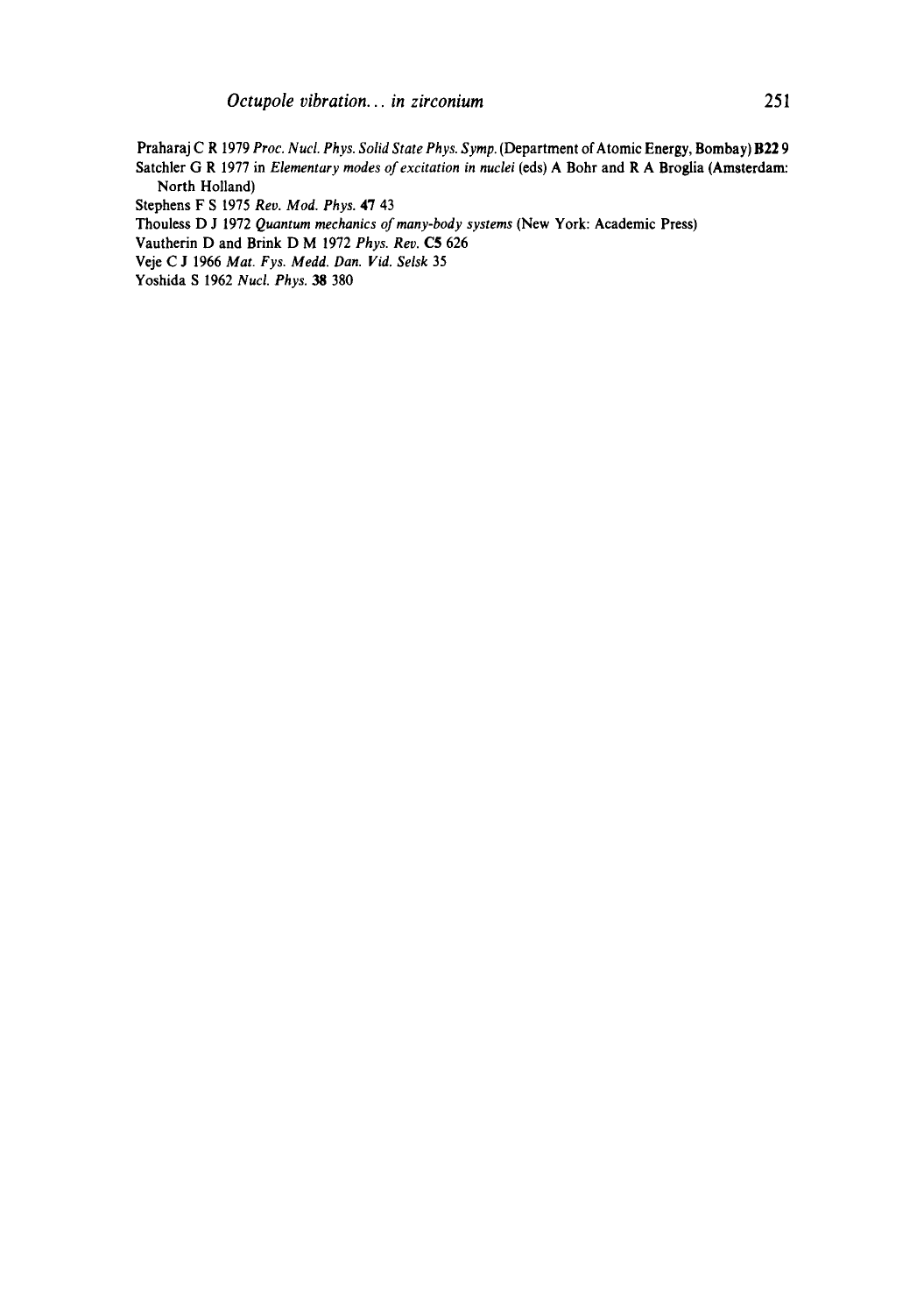Praharaj C R 1979 *Proc. Nucl. Phys. Solid State Phys. Symp.* (Department of Atomic Energy, Bombay) **B22** 9

Satchler G R 1977 in *Elementary modes of excitation in nuclei* (eds) A Bohr and R A Broglia (Amsterdam: North Holland)

Stephens F S 1975 *Rev. Mod. Phys.* **47** 43

Thouless D J 1972 *Quantum mechanics of many-body systems* (New York: Academic Press)

Vautherin D and Brink D M 1972 *Phys. Rev.* **C5** 626

Veje C J 1966 *Mat. Fys. Medd. Dan. Vid. Selsk* 35

Yoshida S 1962 *Nucl. Phys.* **38** 380